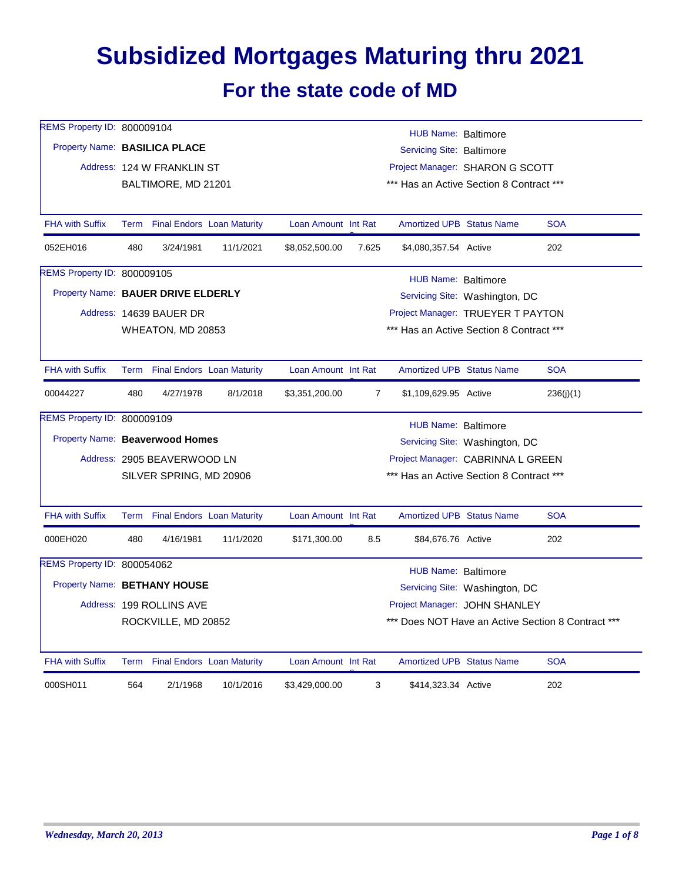# Subsidized Mortgages Maturing thru 2021

## For the state code of MD

REMS Property ID: 800009104

Property Name: **BASILICA PLACE**

Address: 124 W FRANKLIN ST
BALTIMORE, MD 21201

HUB Name: Baltimore
Servicing Site: Baltimore
Project Manager: SHARON G SCOTT
*** Has an Active Section 8 Contract ***

| FHA with Suffix | Term | Final Endors | Loan Maturity | Loan Amount | Int Rate | Amortized UPB | Status Name | SOA |
|---|---|---|---|---|---|---|---|---|
| 052EH016 | 480 | 3/24/1981 | 11/1/2021 | $8,052,500.00 | 7.625 | $4,080,357.54 | Active | 202 |

REMS Property ID: 800009105

Property Name: **BAUER DRIVE ELDERLY**

Address: 14639 BAUER DR
WHEATON, MD 20853

HUB Name: Baltimore
Servicing Site: Washington, DC
Project Manager: TRUEYER T PAYTON
*** Has an Active Section 8 Contract ***

| FHA with Suffix | Term | Final Endors | Loan Maturity | Loan Amount | Int Rate | Amortized UPB | Status Name | SOA |
|---|---|---|---|---|---|---|---|---|
| 00044227 | 480 | 4/27/1978 | 8/1/2018 | $3,351,200.00 | 7 | $1,109,629.95 | Active | 236(j)(1) |

REMS Property ID: 800009109

Property Name: **Beaverwood Homes**

Address: 2905 BEAVERWOOD LN
SILVER SPRING, MD 20906

HUB Name: Baltimore
Servicing Site: Washington, DC
Project Manager: CABRINNA L GREEN
*** Has an Active Section 8 Contract ***

| FHA with Suffix | Term | Final Endors | Loan Maturity | Loan Amount | Int Rate | Amortized UPB | Status Name | SOA |
|---|---|---|---|---|---|---|---|---|
| 000EH020 | 480 | 4/16/1981 | 11/1/2020 | $171,300.00 | 8.5 | $84,676.76 | Active | 202 |

REMS Property ID: 800054062

Property Name: **BETHANY HOUSE**

Address: 199 ROLLINS AVE
ROCKVILLE, MD 20852

HUB Name: Baltimore
Servicing Site: Washington, DC
Project Manager: JOHN SHANLEY
*** Does NOT Have an Active Section 8 Contract ***

| FHA with Suffix | Term | Final Endors | Loan Maturity | Loan Amount | Int Rate | Amortized UPB | Status Name | SOA |
|---|---|---|---|---|---|---|---|---|
| 000SH011 | 564 | 2/1/1968 | 10/1/2016 | $3,429,000.00 | 3 | $414,323.34 | Active | 202 |

*Wednesday, March 20, 2013*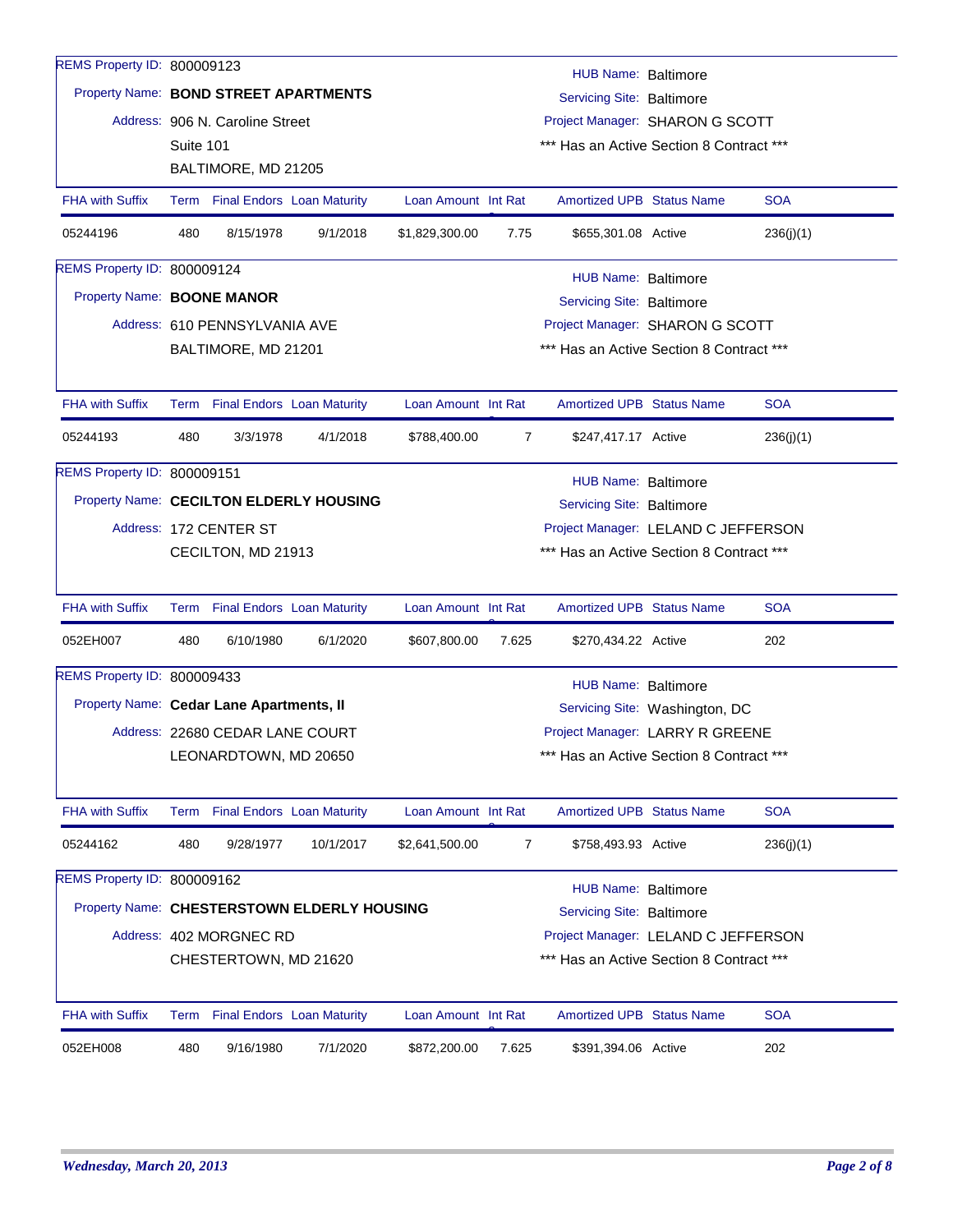REMS Property ID: 800009123

Property Name: **BOND STREET APARTMENTS**

Address: 906 N. Caroline Street
Suite 101
BALTIMORE, MD 21205

HUB Name: Baltimore
Servicing Site: Baltimore
Project Manager: SHARON G SCOTT
*** Has an Active Section 8 Contract ***

| FHA with Suffix | Term | Final Endors | Loan Maturity | Loan Amount | Int Rat | Amortized UPB | Status Name | SOA |
|---|---|---|---|---|---|---|---|---|
| 05244196 | 480 | 8/15/1978 | 9/1/2018 | $1,829,300.00 | 7.75 | $655,301.08 | Active | 236(j)(1) |

REMS Property ID: 800009124

Property Name: **BOONE MANOR**

Address: 610 PENNSYLVANIA AVE
BALTIMORE, MD 21201

HUB Name: Baltimore
Servicing Site: Baltimore
Project Manager: SHARON G SCOTT
*** Has an Active Section 8 Contract ***

| FHA with Suffix | Term | Final Endors | Loan Maturity | Loan Amount | Int Rat | Amortized UPB | Status Name | SOA |
|---|---|---|---|---|---|---|---|---|
| 05244193 | 480 | 3/3/1978 | 4/1/2018 | $788,400.00 | 7 | $247,417.17 | Active | 236(j)(1) |

REMS Property ID: 800009151

Property Name: **CECILTON ELDERLY HOUSING**

Address: 172 CENTER ST
CECILTON, MD 21913

HUB Name: Baltimore
Servicing Site: Baltimore
Project Manager: LELAND C JEFFERSON
*** Has an Active Section 8 Contract ***

| FHA with Suffix | Term | Final Endors | Loan Maturity | Loan Amount | Int Rat | Amortized UPB | Status Name | SOA |
|---|---|---|---|---|---|---|---|---|
| 052EH007 | 480 | 6/10/1980 | 6/1/2020 | $607,800.00 | 7.625 | $270,434.22 | Active | 202 |

REMS Property ID: 800009433

Property Name: **Cedar Lane Apartments, II**

Address: 22680 CEDAR LANE COURT
LEONARDTOWN, MD 20650

HUB Name: Baltimore
Servicing Site: Washington, DC
Project Manager: LARRY R GREENE
*** Has an Active Section 8 Contract ***

| FHA with Suffix | Term | Final Endors | Loan Maturity | Loan Amount | Int Rat | Amortized UPB | Status Name | SOA |
|---|---|---|---|---|---|---|---|---|
| 05244162 | 480 | 9/28/1977 | 10/1/2017 | $2,641,500.00 | 7 | $758,493.93 | Active | 236(j)(1) |

REMS Property ID: 800009162

Property Name: **CHESTERSTOWN ELDERLY HOUSING**

Address: 402 MORGNEC RD
CHESTERTOWN, MD 21620

HUB Name: Baltimore
Servicing Site: Baltimore
Project Manager: LELAND C JEFFERSON
*** Has an Active Section 8 Contract ***

| FHA with Suffix | Term | Final Endors | Loan Maturity | Loan Amount | Int Rat | Amortized UPB | Status Name | SOA |
|---|---|---|---|---|---|---|---|---|
| 052EH008 | 480 | 9/16/1980 | 7/1/2020 | $872,200.00 | 7.625 | $391,394.06 | Active | 202 |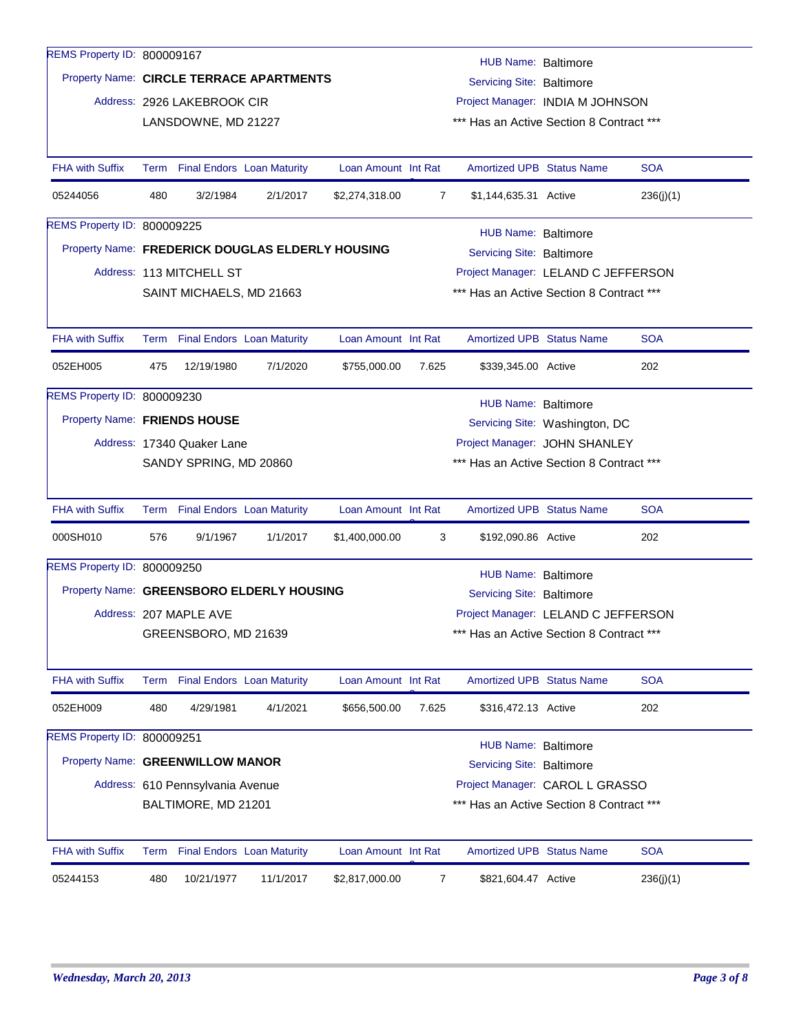REMS Property ID: 800009167

Property Name: **CIRCLE TERRACE APARTMENTS**

Address: 2926 LAKEBROOK CIR
LANSDOWNE, MD 21227

HUB Name: Baltimore
Servicing Site: Baltimore
Project Manager: INDIA M JOHNSON
*** Has an Active Section 8 Contract ***

| FHA with Suffix | Term | Final Endors | Loan Maturity | Loan Amount | Int Rate | Amortized UPB | Status Name | SOA |
|---|---|---|---|---|---|---|---|---|
| 05244056 | 480 | 3/2/1984 | 2/1/2017 | $2,274,318.00 | 7 | $1,144,635.31 | Active | 236(j)(1) |

REMS Property ID: 800009225

Property Name: **FREDERICK DOUGLAS ELDERLY HOUSING**

Address: 113 MITCHELL ST
SAINT MICHAELS, MD 21663

HUB Name: Baltimore
Servicing Site: Baltimore
Project Manager: LELAND C JEFFERSON
*** Has an Active Section 8 Contract ***

| FHA with Suffix | Term | Final Endors | Loan Maturity | Loan Amount | Int Rate | Amortized UPB | Status Name | SOA |
|---|---|---|---|---|---|---|---|---|
| 052EH005 | 475 | 12/19/1980 | 7/1/2020 | $755,000.00 | 7.625 | $339,345.00 | Active | 202 |

REMS Property ID: 800009230

Property Name: **FRIENDS HOUSE**

Address: 17340 Quaker Lane
SANDY SPRING, MD 20860

HUB Name: Baltimore
Servicing Site: Washington, DC
Project Manager: JOHN SHANLEY
*** Has an Active Section 8 Contract ***

| FHA with Suffix | Term | Final Endors | Loan Maturity | Loan Amount | Int Rate | Amortized UPB | Status Name | SOA |
|---|---|---|---|---|---|---|---|---|
| 000SH010 | 576 | 9/1/1967 | 1/1/2017 | $1,400,000.00 | 3 | $192,090.86 | Active | 202 |

REMS Property ID: 800009250

Property Name: **GREENSBORO ELDERLY HOUSING**

Address: 207 MAPLE AVE
GREENSBORO, MD 21639

HUB Name: Baltimore
Servicing Site: Baltimore
Project Manager: LELAND C JEFFERSON
*** Has an Active Section 8 Contract ***

| FHA with Suffix | Term | Final Endors | Loan Maturity | Loan Amount | Int Rate | Amortized UPB | Status Name | SOA |
|---|---|---|---|---|---|---|---|---|
| 052EH009 | 480 | 4/29/1981 | 4/1/2021 | $656,500.00 | 7.625 | $316,472.13 | Active | 202 |

REMS Property ID: 800009251

Property Name: **GREENWILLOW MANOR**

Address: 610 Pennsylvania Avenue
BALTIMORE, MD 21201

HUB Name: Baltimore
Servicing Site: Baltimore
Project Manager: CAROL L GRASSO
*** Has an Active Section 8 Contract ***

| FHA with Suffix | Term | Final Endors | Loan Maturity | Loan Amount | Int Rate | Amortized UPB | Status Name | SOA |
|---|---|---|---|---|---|---|---|---|
| 05244153 | 480 | 10/21/1977 | 11/1/2017 | $2,817,000.00 | 7 | $821,604.47 | Active | 236(j)(1) |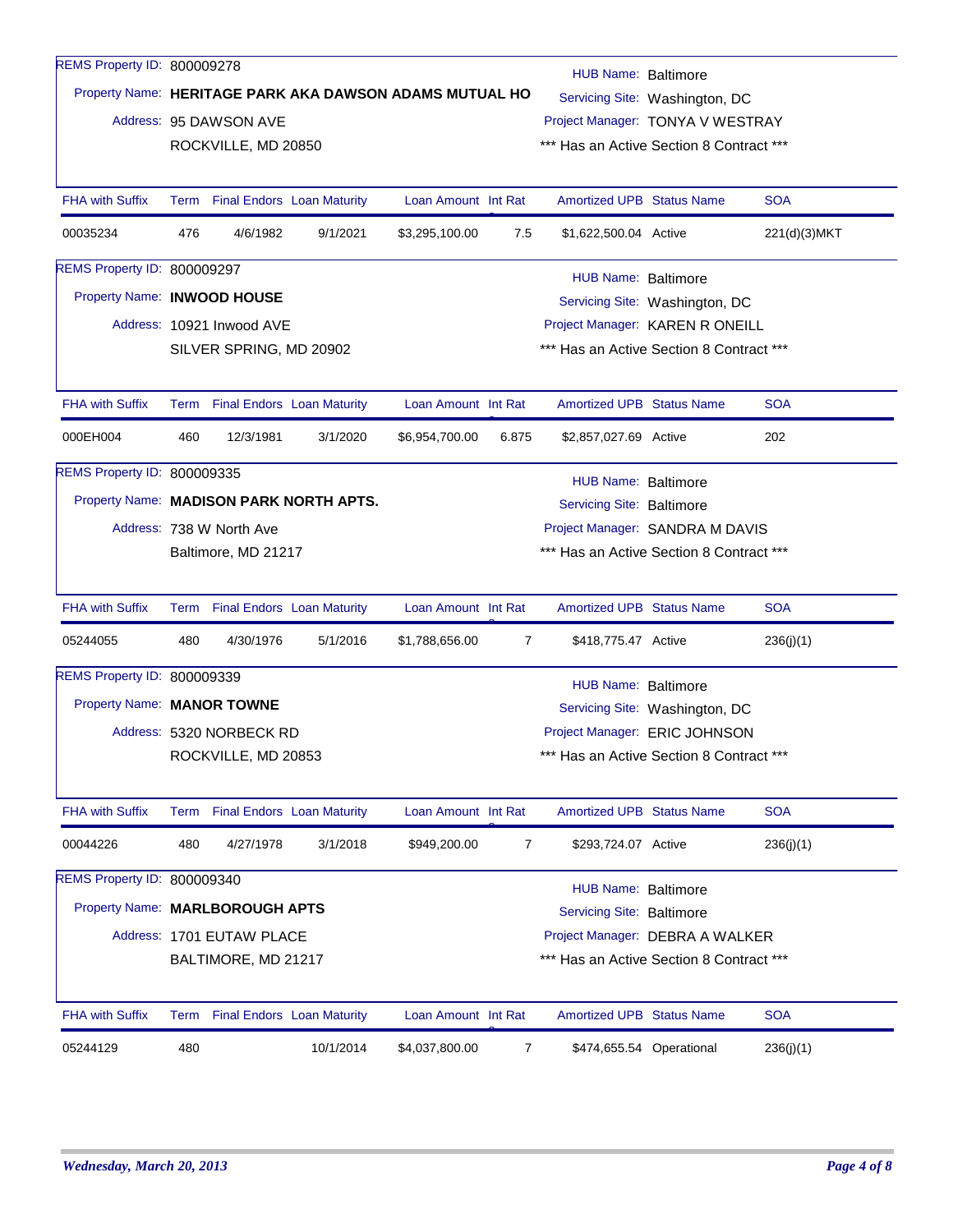REMS Property ID: 800009278

Property Name: **HERITAGE PARK AKA DAWSON ADAMS MUTUAL HO**

Address: 95 DAWSON AVE
ROCKVILLE, MD 20850

HUB Name: Baltimore
Servicing Site: Washington, DC
Project Manager: TONYA V WESTRAY
*** Has an Active Section 8 Contract ***

| FHA with Suffix | Term | Final Endors | Loan Maturity | Loan Amount | Int Rate | Amortized UPB | Status Name | SOA |
|---|---|---|---|---|---|---|---|---|
| 00035234 | 476 | 4/6/1982 | 9/1/2021 | $3,295,100.00 | 7.5 | $1,622,500.04 | Active | 221(d)(3)MKT |

REMS Property ID: 800009297

Property Name: **INWOOD HOUSE**

Address: 10921 Inwood AVE
SILVER SPRING, MD 20902

HUB Name: Baltimore
Servicing Site: Washington, DC
Project Manager: KAREN R ONEILL
*** Has an Active Section 8 Contract ***

| FHA with Suffix | Term | Final Endors | Loan Maturity | Loan Amount | Int Rate | Amortized UPB | Status Name | SOA |
|---|---|---|---|---|---|---|---|---|
| 000EH004 | 460 | 12/3/1981 | 3/1/2020 | $6,954,700.00 | 6.875 | $2,857,027.69 | Active | 202 |

REMS Property ID: 800009335

Property Name: **MADISON PARK NORTH APTS.**

Address: 738 W North Ave
Baltimore, MD 21217

HUB Name: Baltimore
Servicing Site: Baltimore
Project Manager: SANDRA M DAVIS
*** Has an Active Section 8 Contract ***

| FHA with Suffix | Term | Final Endors | Loan Maturity | Loan Amount | Int Rate | Amortized UPB | Status Name | SOA |
|---|---|---|---|---|---|---|---|---|
| 05244055 | 480 | 4/30/1976 | 5/1/2016 | $1,788,656.00 | 7 | $418,775.47 | Active | 236(j)(1) |

REMS Property ID: 800009339

Property Name: **MANOR TOWNE**

Address: 5320 NORBECK RD
ROCKVILLE, MD 20853

HUB Name: Baltimore
Servicing Site: Washington, DC
Project Manager: ERIC JOHNSON
*** Has an Active Section 8 Contract ***

| FHA with Suffix | Term | Final Endors | Loan Maturity | Loan Amount | Int Rate | Amortized UPB | Status Name | SOA |
|---|---|---|---|---|---|---|---|---|
| 00044226 | 480 | 4/27/1978 | 3/1/2018 | $949,200.00 | 7 | $293,724.07 | Active | 236(j)(1) |

REMS Property ID: 800009340

Property Name: **MARLBOROUGH APTS**

Address: 1701 EUTAW PLACE
BALTIMORE, MD 21217

HUB Name: Baltimore
Servicing Site: Baltimore
Project Manager: DEBRA A WALKER
*** Has an Active Section 8 Contract ***

| FHA with Suffix | Term | Final Endors | Loan Maturity | Loan Amount | Int Rate | Amortized UPB | Status Name | SOA |
|---|---|---|---|---|---|---|---|---|
| 05244129 | 480 | | 10/1/2014 | $4,037,800.00 | 7 | $474,655.54 | Operational | 236(j)(1) |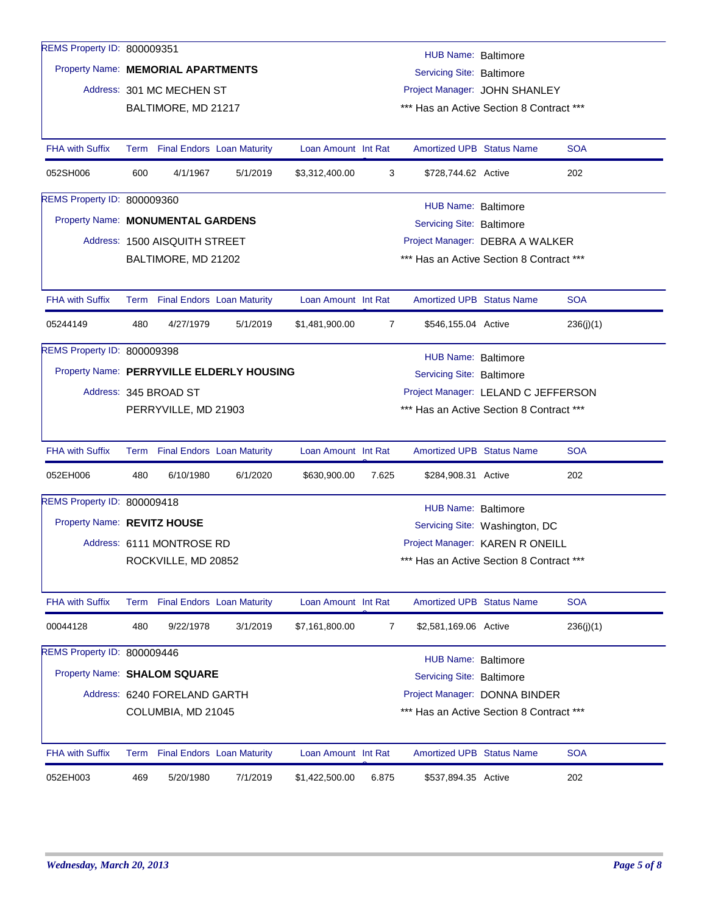REMS Property ID: 800009351

Property Name: **MEMORIAL APARTMENTS**

Address: 301 MC MECHEN ST
BALTIMORE, MD 21217

HUB Name: Baltimore
Servicing Site: Baltimore
Project Manager: JOHN SHANLEY
*** Has an Active Section 8 Contract ***

| FHA with Suffix | Term | Final Endors | Loan Maturity | Loan Amount | Int Rat | Amortized UPB | Status Name | SOA |
|---|---|---|---|---|---|---|---|---|
| 052SH006 | 600 | 4/1/1967 | 5/1/2019 | $3,312,400.00 | 3 | $728,744.62 | Active | 202 |

REMS Property ID: 800009360

Property Name: **MONUMENTAL GARDENS**

Address: 1500 AISQUITH STREET
BALTIMORE, MD 21202

HUB Name: Baltimore
Servicing Site: Baltimore
Project Manager: DEBRA A WALKER
*** Has an Active Section 8 Contract ***

| FHA with Suffix | Term | Final Endors | Loan Maturity | Loan Amount | Int Rat | Amortized UPB | Status Name | SOA |
|---|---|---|---|---|---|---|---|---|
| 05244149 | 480 | 4/27/1979 | 5/1/2019 | $1,481,900.00 | 7 | $546,155.04 | Active | 236(j)(1) |

REMS Property ID: 800009398

Property Name: **PERRYVILLE ELDERLY HOUSING**

Address: 345 BROAD ST
PERRYVILLE, MD 21903

HUB Name: Baltimore
Servicing Site: Baltimore
Project Manager: LELAND C JEFFERSON
*** Has an Active Section 8 Contract ***

| FHA with Suffix | Term | Final Endors | Loan Maturity | Loan Amount | Int Rat | Amortized UPB | Status Name | SOA |
|---|---|---|---|---|---|---|---|---|
| 052EH006 | 480 | 6/10/1980 | 6/1/2020 | $630,900.00 | 7.625 | $284,908.31 | Active | 202 |

REMS Property ID: 800009418

Property Name: **REVITZ HOUSE**

Address: 6111 MONTROSE RD
ROCKVILLE, MD 20852

HUB Name: Baltimore
Servicing Site: Washington, DC
Project Manager: KAREN R ONEILL
*** Has an Active Section 8 Contract ***

| FHA with Suffix | Term | Final Endors | Loan Maturity | Loan Amount | Int Rat | Amortized UPB | Status Name | SOA |
|---|---|---|---|---|---|---|---|---|
| 00044128 | 480 | 9/22/1978 | 3/1/2019 | $7,161,800.00 | 7 | $2,581,169.06 | Active | 236(j)(1) |

REMS Property ID: 800009446

Property Name: **SHALOM SQUARE**

Address: 6240 FORELAND GARTH
COLUMBIA, MD 21045

HUB Name: Baltimore
Servicing Site: Baltimore
Project Manager: DONNA BINDER
*** Has an Active Section 8 Contract ***

| FHA with Suffix | Term | Final Endors | Loan Maturity | Loan Amount | Int Rat | Amortized UPB | Status Name | SOA |
|---|---|---|---|---|---|---|---|---|
| 052EH003 | 469 | 5/20/1980 | 7/1/2019 | $1,422,500.00 | 6.875 | $537,894.35 | Active | 202 |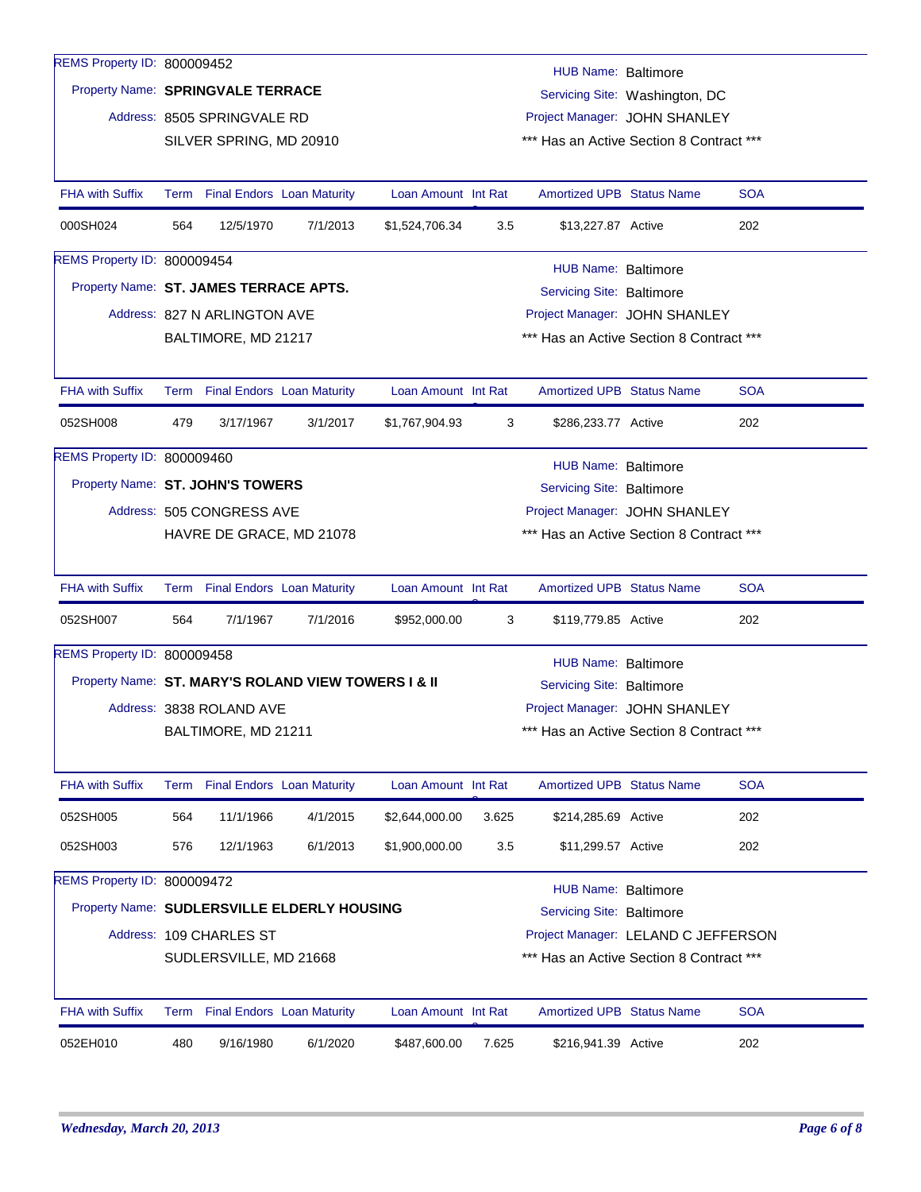REMS Property ID: 800009452

Property Name: **SPRINGVALE TERRACE**

Address: 8505 SPRINGVALE RD
SILVER SPRING, MD 20910

HUB Name: Baltimore
Servicing Site: Washington, DC
Project Manager: JOHN SHANLEY
*** Has an Active Section 8 Contract ***

| FHA with Suffix | Term | Final Endors | Loan Maturity | Loan Amount | Int Rat | Amortized UPB | Status Name | SOA |
|---|---|---|---|---|---|---|---|---|
| 000SH024 | 564 | 12/5/1970 | 7/1/2013 | $1,524,706.34 | 3.5 | $13,227.87 | Active | 202 |

REMS Property ID: 800009454

Property Name: **ST. JAMES TERRACE APTS.**

Address: 827 N ARLINGTON AVE
BALTIMORE, MD 21217

HUB Name: Baltimore
Servicing Site: Baltimore
Project Manager: JOHN SHANLEY
*** Has an Active Section 8 Contract ***

| FHA with Suffix | Term | Final Endors | Loan Maturity | Loan Amount | Int Rat | Amortized UPB | Status Name | SOA |
|---|---|---|---|---|---|---|---|---|
| 052SH008 | 479 | 3/17/1967 | 3/1/2017 | $1,767,904.93 | 3 | $286,233.77 | Active | 202 |

REMS Property ID: 800009460

Property Name: **ST. JOHN'S TOWERS**

Address: 505 CONGRESS AVE
HAVRE DE GRACE, MD 21078

HUB Name: Baltimore
Servicing Site: Baltimore
Project Manager: JOHN SHANLEY
*** Has an Active Section 8 Contract ***

| FHA with Suffix | Term | Final Endors | Loan Maturity | Loan Amount | Int Rat | Amortized UPB | Status Name | SOA |
|---|---|---|---|---|---|---|---|---|
| 052SH007 | 564 | 7/1/1967 | 7/1/2016 | $952,000.00 | 3 | $119,779.85 | Active | 202 |

REMS Property ID: 800009458

Property Name: **ST. MARY'S ROLAND VIEW TOWERS I & II**

Address: 3838 ROLAND AVE
BALTIMORE, MD 21211

HUB Name: Baltimore
Servicing Site: Baltimore
Project Manager: JOHN SHANLEY
*** Has an Active Section 8 Contract ***

| FHA with Suffix | Term | Final Endors | Loan Maturity | Loan Amount | Int Rat | Amortized UPB | Status Name | SOA |
|---|---|---|---|---|---|---|---|---|
| 052SH005 | 564 | 11/1/1966 | 4/1/2015 | $2,644,000.00 | 3.625 | $214,285.69 | Active | 202 |
| 052SH003 | 576 | 12/1/1963 | 6/1/2013 | $1,900,000.00 | 3.5 | $11,299.57 | Active | 202 |

REMS Property ID: 800009472

Property Name: **SUDLERSVILLE ELDERLY HOUSING**

Address: 109 CHARLES ST
SUDLERSVILLE, MD 21668

HUB Name: Baltimore
Servicing Site: Baltimore
Project Manager: LELAND C JEFFERSON
*** Has an Active Section 8 Contract ***

| FHA with Suffix | Term | Final Endors | Loan Maturity | Loan Amount | Int Rat | Amortized UPB | Status Name | SOA |
|---|---|---|---|---|---|---|---|---|
| 052EH010 | 480 | 9/16/1980 | 6/1/2020 | $487,600.00 | 7.625 | $216,941.39 | Active | 202 |

*Wednesday, March 20, 2013*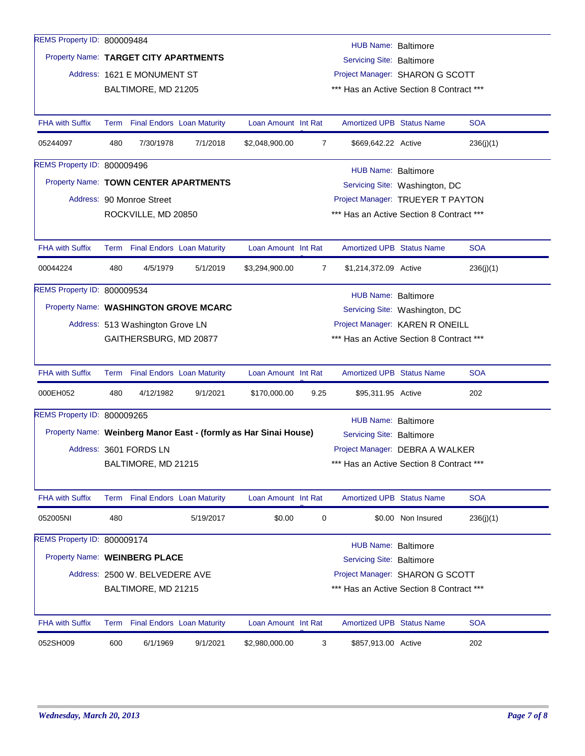REMS Property ID: 800009484

Property Name: **TARGET CITY APARTMENTS**

Address: 1621 E MONUMENT ST
BALTIMORE, MD 21205

HUB Name: Baltimore
Servicing Site: Baltimore
Project Manager: SHARON G SCOTT
*** Has an Active Section 8 Contract ***

| FHA with Suffix | Term | Final Endors | Loan Maturity | Loan Amount | Int Rate | Amortized UPB | Status Name | SOA |
|---|---|---|---|---|---|---|---|---|
| 05244097 | 480 | 7/30/1978 | 7/1/2018 | $2,048,900.00 | 7 | $669,642.22 | Active | 236(j)(1) |

REMS Property ID: 800009496

Property Name: **TOWN CENTER APARTMENTS**

Address: 90 Monroe Street
ROCKVILLE, MD 20850

HUB Name: Baltimore
Servicing Site: Washington, DC
Project Manager: TRUEYER T PAYTON
*** Has an Active Section 8 Contract ***

| FHA with Suffix | Term | Final Endors | Loan Maturity | Loan Amount | Int Rate | Amortized UPB | Status Name | SOA |
|---|---|---|---|---|---|---|---|---|
| 00044224 | 480 | 4/5/1979 | 5/1/2019 | $3,294,900.00 | 7 | $1,214,372.09 | Active | 236(j)(1) |

REMS Property ID: 800009534

Property Name: **WASHINGTON GROVE MCARC**

Address: 513 Washington Grove LN
GAITHERSBURG, MD 20877

HUB Name: Baltimore
Servicing Site: Washington, DC
Project Manager: KAREN R ONEILL
*** Has an Active Section 8 Contract ***

| FHA with Suffix | Term | Final Endors | Loan Maturity | Loan Amount | Int Rate | Amortized UPB | Status Name | SOA |
|---|---|---|---|---|---|---|---|---|
| 000EH052 | 480 | 4/12/1982 | 9/1/2021 | $170,000.00 | 9.25 | $95,311.95 | Active | 202 |

REMS Property ID: 800009265

Property Name: **Weinberg Manor East - (formly as Har Sinai House)**

Address: 3601 FORDS LN
BALTIMORE, MD 21215

HUB Name: Baltimore
Servicing Site: Baltimore
Project Manager: DEBRA A WALKER
*** Has an Active Section 8 Contract ***

| FHA with Suffix | Term | Final Endors | Loan Maturity | Loan Amount | Int Rate | Amortized UPB | Status Name | SOA |
|---|---|---|---|---|---|---|---|---|
| 052005NI | 480 | | 5/19/2017 | $0.00 | 0 | $0.00 | Non Insured | 236(j)(1) |

REMS Property ID: 800009174

Property Name: **WEINBERG PLACE**

Address: 2500 W. BELVEDERE AVE
BALTIMORE, MD 21215

HUB Name: Baltimore
Servicing Site: Baltimore
Project Manager: SHARON G SCOTT
*** Has an Active Section 8 Contract ***

| FHA with Suffix | Term | Final Endors | Loan Maturity | Loan Amount | Int Rate | Amortized UPB | Status Name | SOA |
|---|---|---|---|---|---|---|---|---|
| 052SH009 | 600 | 6/1/1969 | 9/1/2021 | $2,980,000.00 | 3 | $857,913.00 | Active | 202 |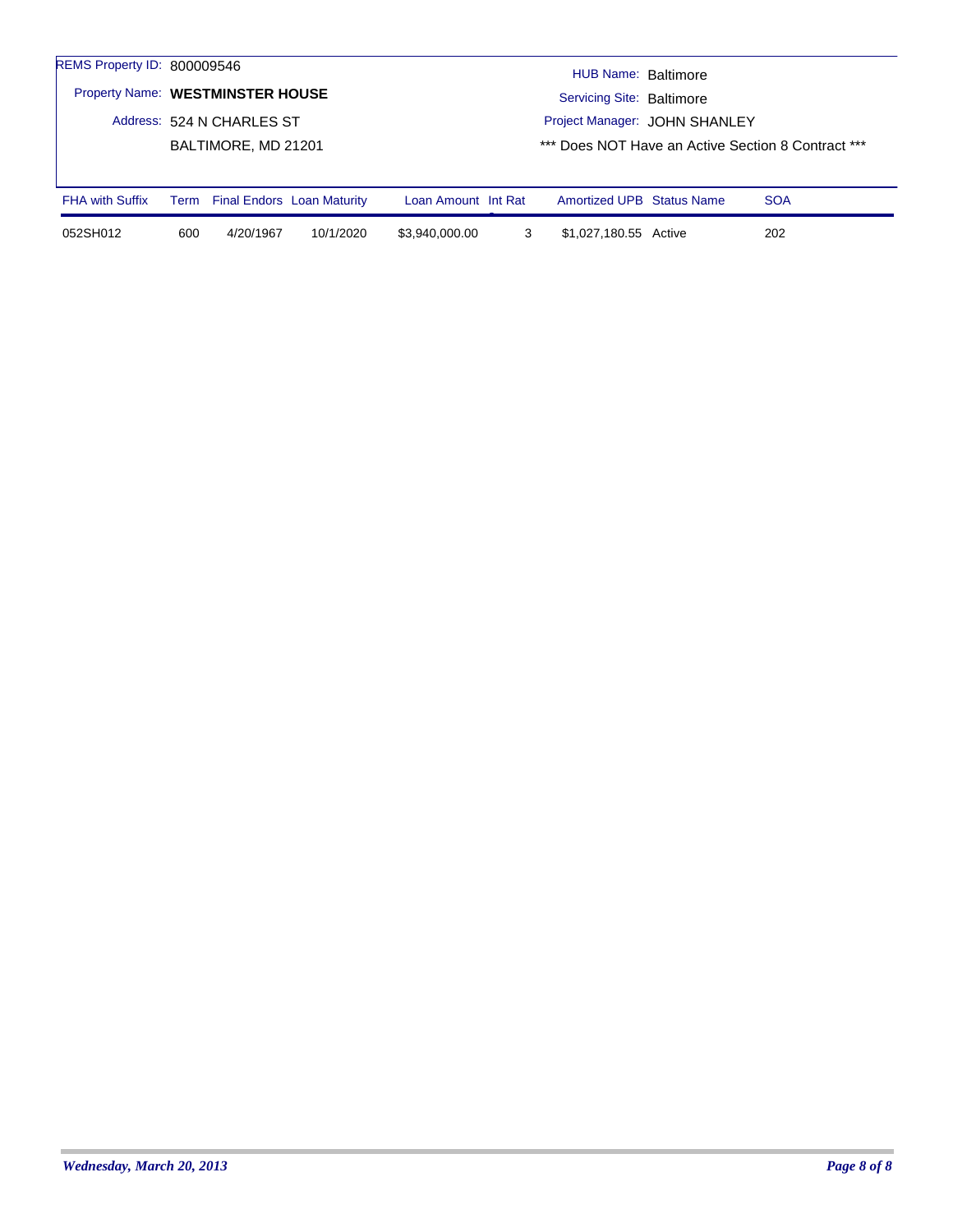REMS Property ID: 800009546

Property Name: **WESTMINSTER HOUSE**

Address: 524 N CHARLES ST

BALTIMORE, MD 21201

HUB Name: Baltimore

Servicing Site: Baltimore

Project Manager: JOHN SHANLEY

*** Does NOT Have an Active Section 8 Contract ***

| FHA with Suffix | Term | Final Endors | Loan Maturity | Loan Amount | Int Rate | Amortized UPB | Status Name | SOA |
| --- | --- | --- | --- | --- | --- | --- | --- | --- |
| 052SH012 | 600 | 4/20/1967 | 10/1/2020 | $3,940,000.00 | 3 | $1,027,180.55 | Active | 202 |

*Wednesday, March 20, 2013*